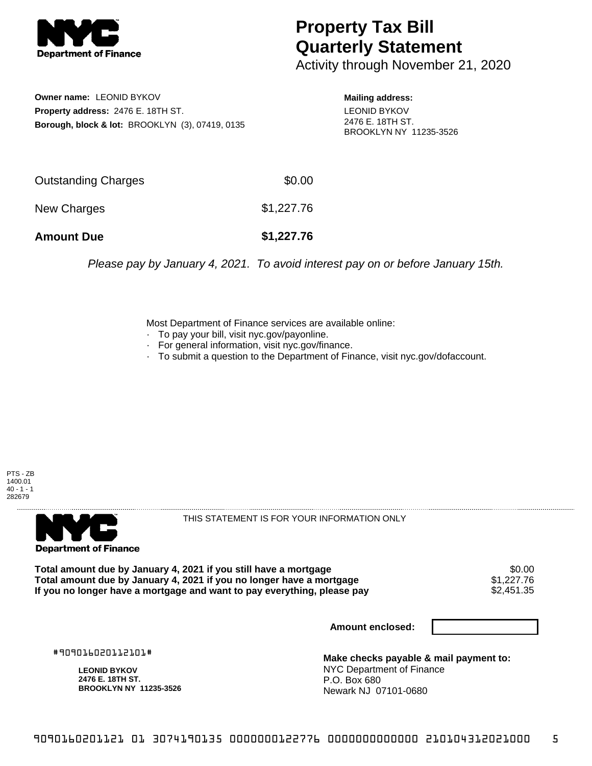# Property Tax Bill Quarterly Statement

Activity through November 21, 2020

**Owner name:** LEONID BYKOV
**Property address:** 2476 E. 18TH ST.
**Borough, block & lot:** BROOKLYN (3), 07419, 0135

**Mailing address:**
LEONID BYKOV
2476 E. 18TH ST.
BROOKLYN NY 11235-3526

| | |
|---|---|
| Outstanding Charges | $0.00 |
| New Charges | $1,227.76 |
| **Amount Due** | **$1,227.76** |

*Please pay by January 4, 2021. To avoid interest pay on or before January 15th.*

Most Department of Finance services are available online:

- To pay your bill, visit nyc.gov/payonline.
- For general information, visit nyc.gov/finance.
- To submit a question to the Department of Finance, visit nyc.gov/dofaccount.

PTS - ZB
1400.01
40 - 1 - 1
282679

THIS STATEMENT IS FOR YOUR INFORMATION ONLY

| | |
|---|---|
| **Total amount due by January 4, 2021 if you still have a mortgage** | $0.00 |
| **Total amount due by January 4, 2021 if you no longer have a mortgage** | $1,227.76 |
| **If you no longer have a mortgage and want to pay everything, please pay** | $2,451.35 |

**Amount enclosed:**

#909016020112101#

**LEONID BYKOV**
**2476 E. 18TH ST.**
**BROOKLYN NY 11235-3526**

**Make checks payable & mail payment to:**
NYC Department of Finance
P.O. Box 680
Newark NJ 07101-0680

9090160201121 01 3074190135 000000122776 0000000000000 210104312021000 5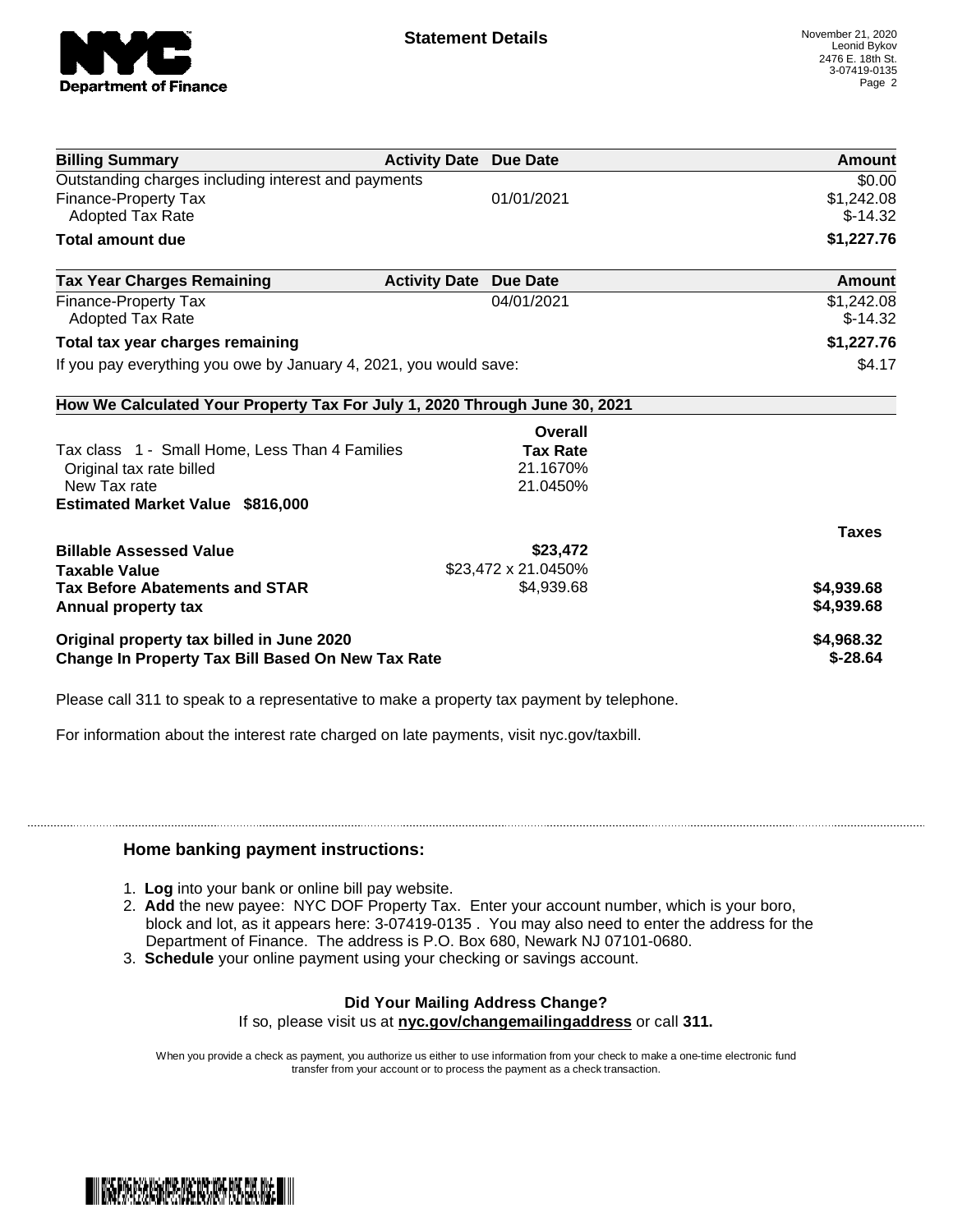# Statement Details

November 21, 2020
Leonid Bykov
2476 E. 18th St.
3-07419-0135

| Billing Summary | Activity Date | Due Date | Amount |
|---|---|---|---|
| Outstanding charges including interest and payments | | | $0.00 |
| Finance-Property Tax | | 01/01/2021 | $1,242.08 |
| Adopted Tax Rate | | | $-14.32 |
| **Total amount due** | | | **$1,227.76** |

| Tax Year Charges Remaining | Activity Date | Due Date | Amount |
|---|---|---|---|
| Finance-Property Tax | | 04/01/2021 | $1,242.08 |
| Adopted Tax Rate | | | $-14.32 |
| **Total tax year charges remaining** | | | **$1,227.76** |
| If you pay everything you owe by January 4, 2021, you would save: | | | $4.17 |

**How We Calculated Your Property Tax For July 1, 2020 Through June 30, 2021**

| | Overall Tax Rate | Taxes |
|---|---|---|
| Tax class 1 - Small Home, Less Than 4 Families | | |
| Original tax rate billed | 21.1670% | |
| New Tax rate | 21.0450% | |
| **Estimated Market Value $816,000** | | |
| **Billable Assessed Value** | **$23,472** | |
| **Taxable Value** | $23,472 x 21.0450% | |
| **Tax Before Abatements and STAR** | $4,939.68 | **$4,939.68** |
| **Annual property tax** | | **$4,939.68** |
| **Original property tax billed in June 2020** | | **$4,968.32** |
| **Change In Property Tax Bill Based On New Tax Rate** | | **$-28.64** |

Please call 311 to speak to a representative to make a property tax payment by telephone.

For information about the interest rate charged on late payments, visit nyc.gov/taxbill.

## Home banking payment instructions:

1. **Log** into your bank or online bill pay website.
2. **Add** the new payee: NYC DOF Property Tax. Enter your account number, which is your boro, block and lot, as it appears here: 3-07419-0135 . You may also need to enter the address for the Department of Finance. The address is P.O. Box 680, Newark NJ 07101-0680.
3. **Schedule** your online payment using your checking or savings account.

**Did Your Mailing Address Change?**

If so, please visit us at **nyc.gov/changemailingaddress** or call **311.**

When you provide a check as payment, you authorize us either to use information from your check to make a one-time electronic fund transfer from your account or to process the payment as a check transaction.